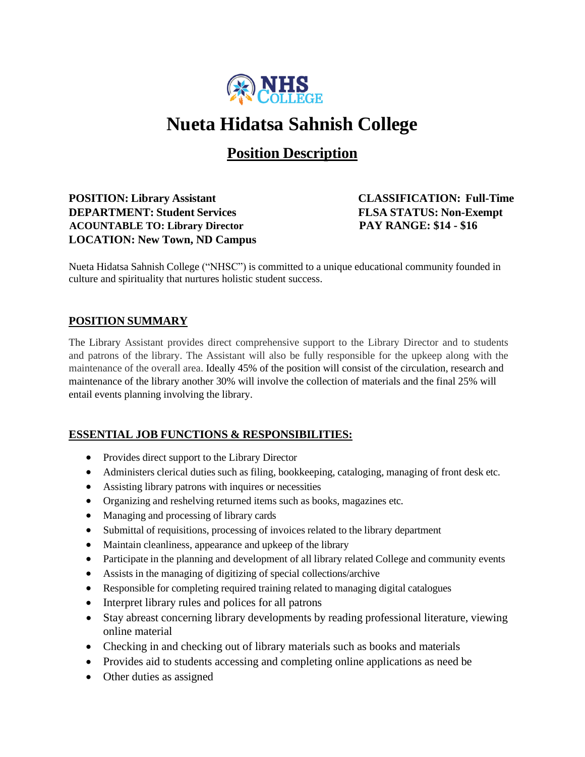NHS College

# Nueta Hidatsa Sahnish College

## Position Description

**POSITION: Library Assistant**
**DEPARTMENT: Student Services**
**ACOUNTABLE TO: Library Director**
**LOCATION: New Town, ND Campus**

**CLASSIFICATION: Full-Time**
**FLSA STATUS: Non-Exempt**
**PAY RANGE: $14 - $16**

Nueta Hidatsa Sahnish College ("NHSC") is committed to a unique educational community founded in culture and spirituality that nurtures holistic student success.

### POSITION SUMMARY

The Library Assistant provides direct comprehensive support to the Library Director and to students and patrons of the library. The Assistant will also be fully responsible for the upkeep along with the maintenance of the overall area. Ideally 45% of the position will consist of the circulation, research and maintenance of the library another 30% will involve the collection of materials and the final 25% will entail events planning involving the library.

### ESSENTIAL JOB FUNCTIONS & RESPONSIBILITIES:

- Provides direct support to the Library Director
- Administers clerical duties such as filing, bookkeeping, cataloging, managing of front desk etc.
- Assisting library patrons with inquires or necessities
- Organizing and reshelving returned items such as books, magazines etc.
- Managing and processing of library cards
- Submittal of requisitions, processing of invoices related to the library department
- Maintain cleanliness, appearance and upkeep of the library
- Participate in the planning and development of all library related College and community events
- Assists in the managing of digitizing of special collections/archive
- Responsible for completing required training related to managing digital catalogues
- Interpret library rules and polices for all patrons
- Stay abreast concerning library developments by reading professional literature, viewing online material
- Checking in and checking out of library materials such as books and materials
- Provides aid to students accessing and completing online applications as need be
- Other duties as assigned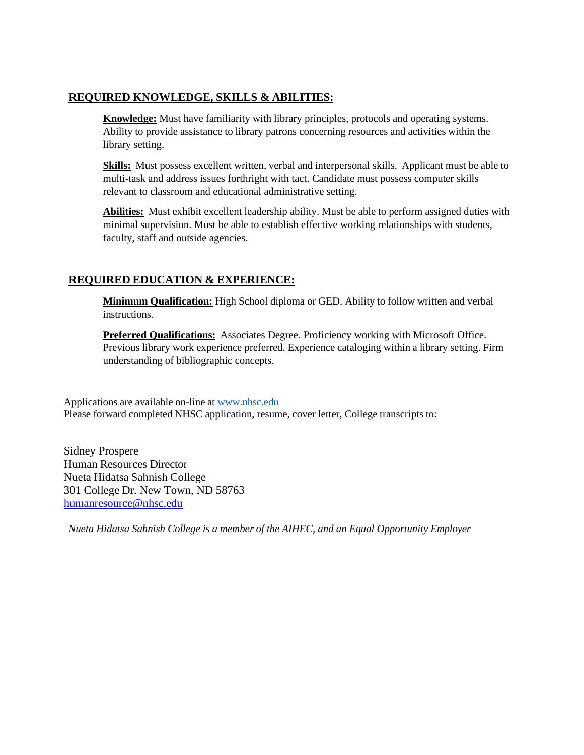## REQUIRED KNOWLEDGE, SKILLS & ABILITIES:

**Knowledge:** Must have familiarity with library principles, protocols and operating systems. Ability to provide assistance to library patrons concerning resources and activities within the library setting.

**Skills:** Must possess excellent written, verbal and interpersonal skills. Applicant must be able to multi-task and address issues forthright with tact. Candidate must possess computer skills relevant to classroom and educational administrative setting.

**Abilities:** Must exhibit excellent leadership ability. Must be able to perform assigned duties with minimal supervision. Must be able to establish effective working relationships with students, faculty, staff and outside agencies.

## REQUIRED EDUCATION & EXPERIENCE:

**Minimum Qualification:** High School diploma or GED. Ability to follow written and verbal instructions.

**Preferred Qualifications:** Associates Degree. Proficiency working with Microsoft Office. Previous library work experience preferred. Experience cataloging within a library setting. Firm understanding of bibliographic concepts.

Applications are available on-line at www.nhsc.edu
Please forward completed NHSC application, resume, cover letter, College transcripts to:

Sidney Prospere
Human Resources Director
Nueta Hidatsa Sahnish College
301 College Dr. New Town, ND 58763
humanresource@nhsc.edu

*Nueta Hidatsa Sahnish College is a member of the AIHEC, and an Equal Opportunity Employer*